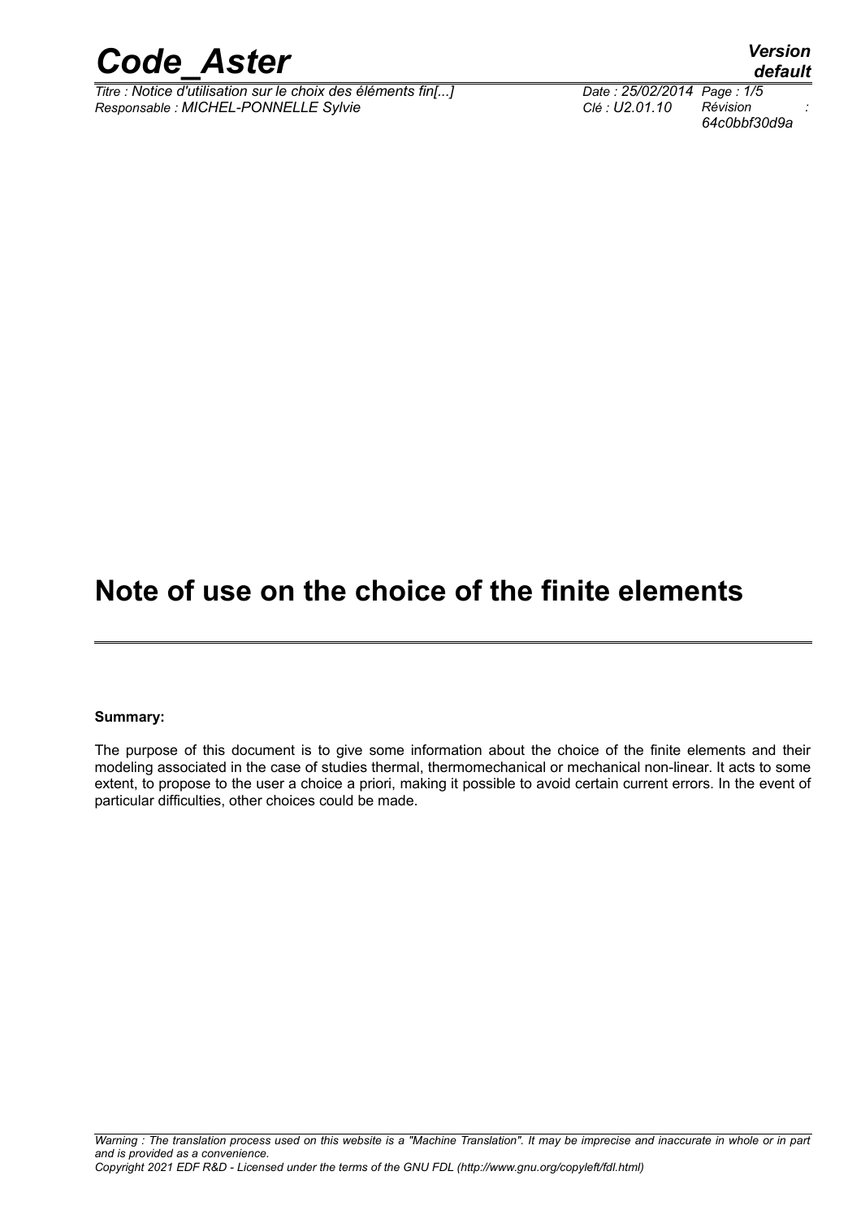# Note of use on the choice of the finite elements

**Summary:**

The purpose of this document is to give some information about the choice of the finite elements and their modeling associated in the case of studies thermal, thermomechanical or mechanical non-linear. It acts to some extent, to propose to the user a choice a priori, making it possible to avoid certain current errors. In the event of particular difficulties, other choices could be made.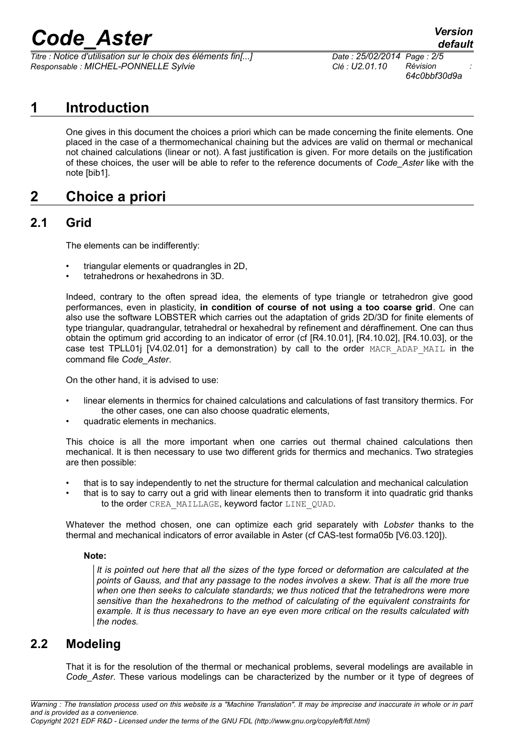# 1 Introduction

One gives in this document the choices a priori which can be made concerning the finite elements. One placed in the case of a thermomechanical chaining but the advices are valid on thermal or mechanical not chained calculations (linear or not). A fast justification is given. For more details on the justification of these choices, the user will be able to refer to the reference documents of *Code_Aster* like with the note [bib1].

# 2 Choice a priori

## 2.1 Grid

The elements can be indifferently:

- triangular elements or quadrangles in 2D,
- tetrahedrons or hexahedrons in 3D.

Indeed, contrary to the often spread idea, the elements of type triangle or tetrahedron give good performances, even in plasticity, **in condition of course of not using a too coarse grid**. One can also use the software LOBSTER which carries out the adaptation of grids 2D/3D for finite elements of type triangular, quadrangular, tetrahedral or hexahedral by refinement and déraffinement. One can thus obtain the optimum grid according to an indicator of error (cf [R4.10.01], [R4.10.02], [R4.10.03], or the case test TPLL01j [V4.02.01] for a demonstration) by call to the order `MACR_ADAP_MAIL` in the command file *Code_Aster*.

On the other hand, it is advised to use:

- linear elements in thermics for chained calculations and calculations of fast transitory thermics. For the other cases, one can also choose quadratic elements,
- quadratic elements in mechanics.

This choice is all the more important when one carries out thermal chained calculations then mechanical. It is then necessary to use two different grids for thermics and mechanics. Two strategies are then possible:

- that is to say independently to net the structure for thermal calculation and mechanical calculation
- that is to say to carry out a grid with linear elements then to transform it into quadratic grid thanks to the order `CREA_MAILLAGE`, keyword factor `LINE_QUAD`.

Whatever the method chosen, one can optimize each grid separately with *Lobster* thanks to the thermal and mechanical indicators of error available in Aster (cf CAS-test forma05b [V6.03.120]).

**Note:**

*It is pointed out here that all the sizes of the type forced or deformation are calculated at the points of Gauss, and that any passage to the nodes involves a skew. That is all the more true when one then seeks to calculate standards; we thus noticed that the tetrahedrons were more sensitive than the hexahedrons to the method of calculating of the equivalent constraints for example. It is thus necessary to have an eye even more critical on the results calculated with the nodes.*

## 2.2 Modeling

That it is for the resolution of the thermal or mechanical problems, several modelings are available in *Code_Aster*. These various modelings can be characterized by the number or it type of degrees of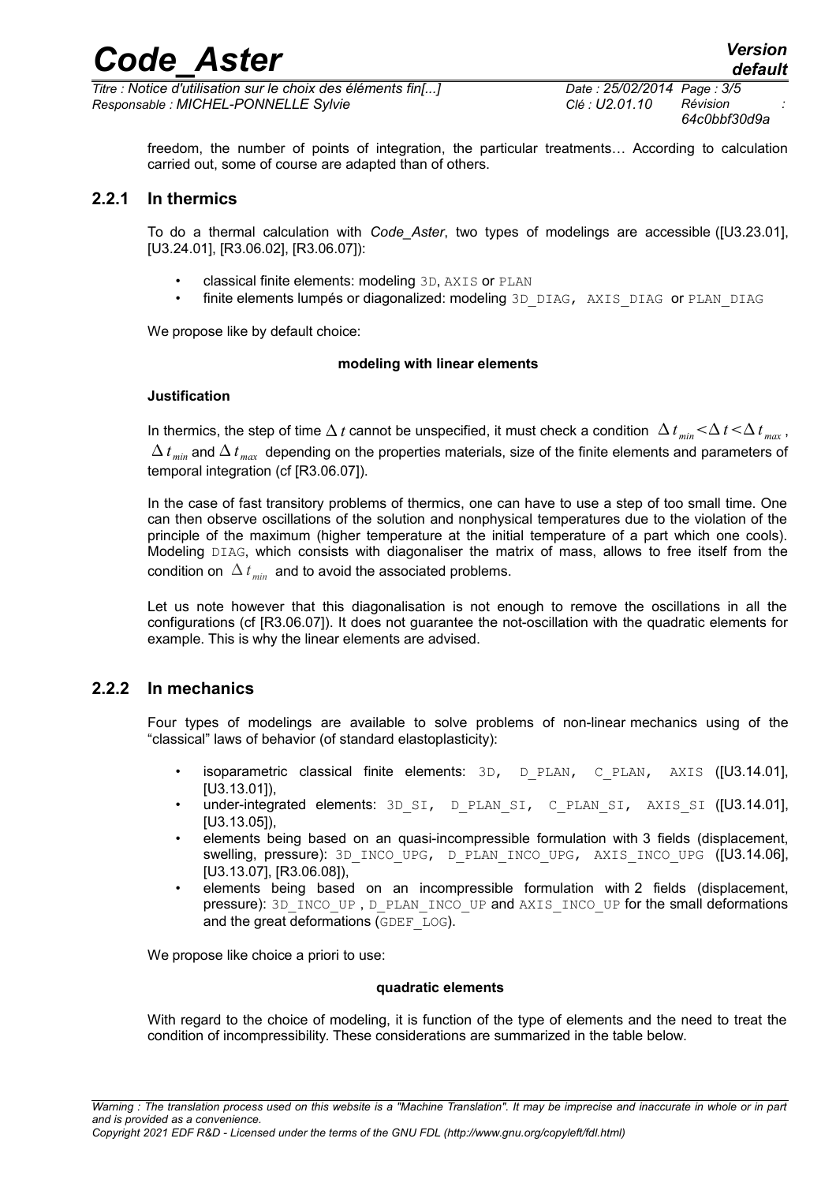freedom, the number of points of integration, the particular treatments… According to calculation carried out, some of course are adapted than of others.

### 2.2.1 In thermics

To do a thermal calculation with *Code_Aster*, two types of modelings are accessible ([U3.23.01], [U3.24.01], [R3.06.02], [R3.06.07]):

- classical finite elements: modeling 3D, AXIS or PLAN
- finite elements lumpés or diagonalized: modeling 3D_DIAG, AXIS_DIAG or PLAN_DIAG

We propose like by default choice:

**modeling with linear elements**

**Justification**

In thermics, the step of time $\Delta t$ cannot be unspecified, it must check a condition $\Delta t_{min} < \Delta t < \Delta t_{max}$, $\Delta t_{min}$ and $\Delta t_{max}$ depending on the properties materials, size of the finite elements and parameters of temporal integration (cf [R3.06.07]).

In the case of fast transitory problems of thermics, one can have to use a step of too small time. One can then observe oscillations of the solution and nonphysical temperatures due to the violation of the principle of the maximum (higher temperature at the initial temperature of a part which one cools). Modeling DIAG, which consists with diagonaliser the matrix of mass, allows to free itself from the condition on $\Delta t_{min}$ and to avoid the associated problems.

Let us note however that this diagonalisation is not enough to remove the oscillations in all the configurations (cf [R3.06.07]). It does not guarantee the not-oscillation with the quadratic elements for example. This is why the linear elements are advised.

### 2.2.2 In mechanics

Four types of modelings are available to solve problems of non-linear mechanics using of the "classical" laws of behavior (of standard elastoplasticity):

- isoparametric classical finite elements: 3D, D_PLAN, C_PLAN, AXIS ([U3.14.01], [U3.13.01]),
- under-integrated elements: 3D_SI, D_PLAN_SI, C_PLAN_SI, AXIS_SI ([U3.14.01], [U3.13.05]),
- elements being based on an quasi-incompressible formulation with 3 fields (displacement, swelling, pressure): 3D_INCO_UPG, D_PLAN_INCO_UPG, AXIS_INCO_UPG ([U3.14.06], [U3.13.07], [R3.06.08]),
- elements being based on an incompressible formulation with 2 fields (displacement, pressure): 3D_INCO_UP , D_PLAN_INCO_UP and AXIS_INCO_UP for the small deformations and the great deformations (GDEF_LOG).

We propose like choice a priori to use:

**quadratic elements**

With regard to the choice of modeling, it is function of the type of elements and the need to treat the condition of incompressibility. These considerations are summarized in the table below.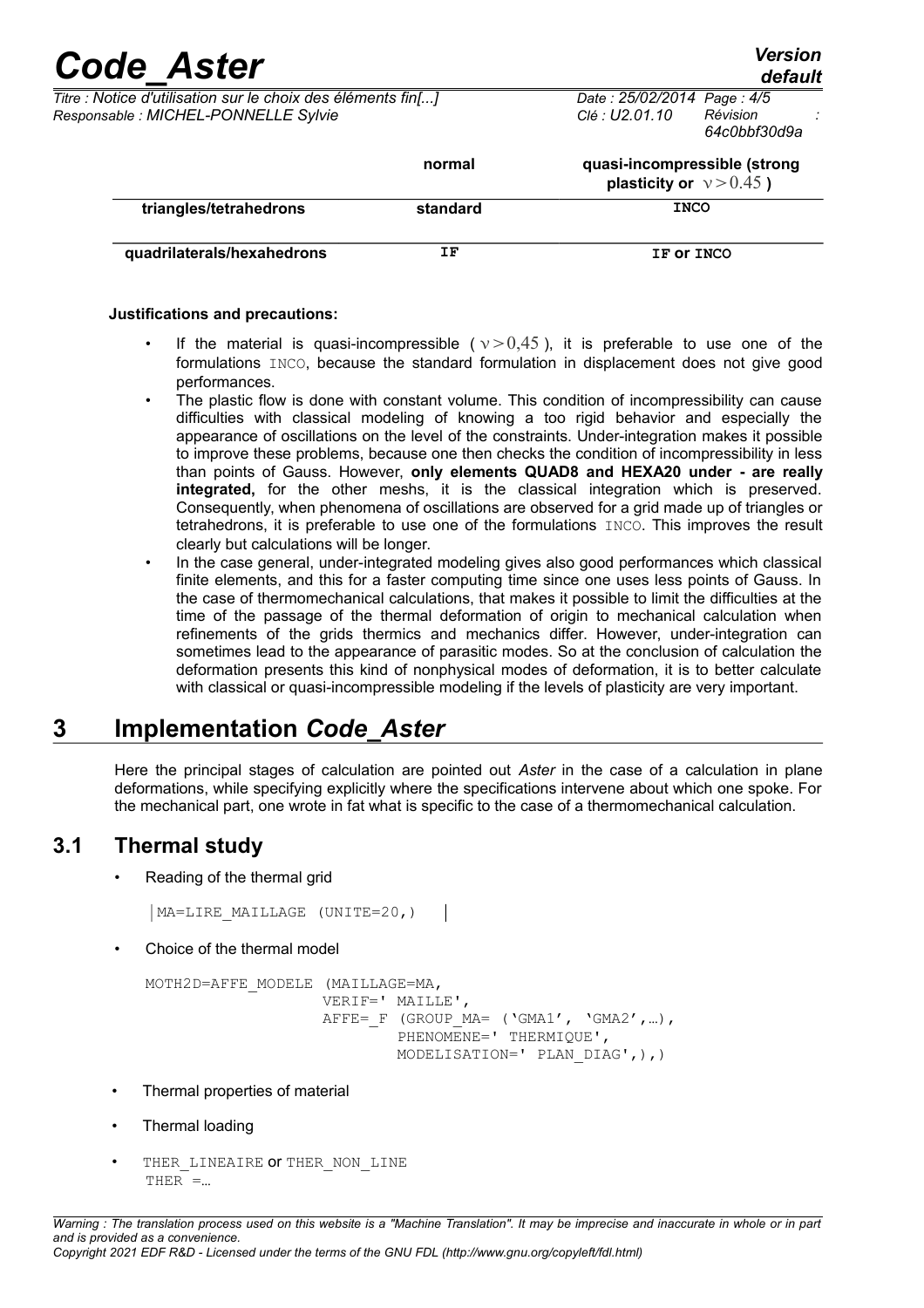| | normal | quasi-incompressible (strong plasticity or $\nu > 0.45$ ) |
|---|---|---|
| triangles/tetrahedrons | standard | INCO |
| quadrilaterals/hexahedrons | IF | IF or INCO |

**Justifications and precautions:**

- If the material is quasi-incompressible ( $\nu > 0{,}45$ ), it is preferable to use one of the formulations INCO, because the standard formulation in displacement does not give good performances.
- The plastic flow is done with constant volume. This condition of incompressibility can cause difficulties with classical modeling of knowing a too rigid behavior and especially the appearance of oscillations on the level of the constraints. Under-integration makes it possible to improve these problems, because one then checks the condition of incompressibility in less than points of Gauss. However, **only elements QUAD8 and HEXA20 under - are really integrated,** for the other meshs, it is the classical integration which is preserved. Consequently, when phenomena of oscillations are observed for a grid made up of triangles or tetrahedrons, it is preferable to use one of the formulations INCO. This improves the result clearly but calculations will be longer.
- In the case general, under-integrated modeling gives also good performances which classical finite elements, and this for a faster computing time since one uses less points of Gauss. In the case of thermomechanical calculations, that makes it possible to limit the difficulties at the time of the passage of the thermal deformation of origin to mechanical calculation when refinements of the grids thermics and mechanics differ. However, under-integration can sometimes lead to the appearance of parasitic modes. So at the conclusion of calculation the deformation presents this kind of nonphysical modes of deformation, it is to better calculate with classical or quasi-incompressible modeling if the levels of plasticity are very important.

# 3 Implementation *Code_Aster*

Here the principal stages of calculation are pointed out *Aster* in the case of a calculation in plane deformations, while specifying explicitly where the specifications intervene about which one spoke. For the mechanical part, one wrote in fat what is specific to the case of a thermomechanical calculation.

## 3.1 Thermal study

- Reading of the thermal grid

```
MA=LIRE_MAILLAGE (UNITE=20,)
```

- Choice of the thermal model

```
MOTH2D=AFFE_MODELE (MAILLAGE=MA,
                    VERIF=' MAILLE',
                    AFFE=_F (GROUP_MA= ('GMA1', 'GMA2',…),
                            PHENOMENE=' THERMIQUE',
                            MODELISATION=' PLAN_DIAG',),)
```

- Thermal properties of material
- Thermal loading
- THER_LINEAIRE or THER_NON_LINE

```
THER =…
```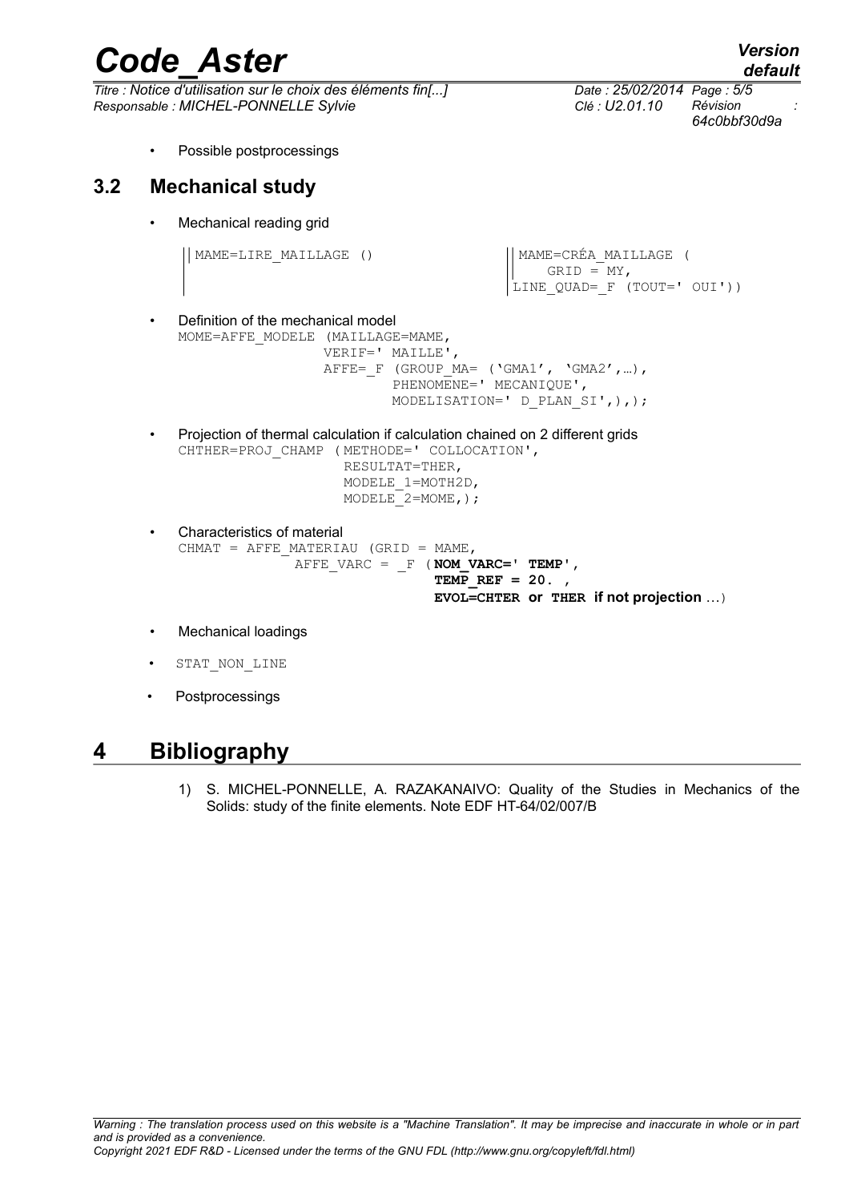- Possible postprocessings

## 3.2 Mechanical study

- Mechanical reading grid

```
MAME=LIRE_MAILLAGE ()
```

```
MAME=CRÉA_MAILLAGE (
    GRID = MY,
LINE_QUAD=_F (TOUT=' OUI'))
```

- Definition of the mechanical model

```
MOME=AFFE_MODELE (MAILLAGE=MAME,
                  VERIF=' MAILLE',
                  AFFE=_F (GROUP_MA= ('GMA1', 'GMA2',…),
                           PHENOMENE=' MECANIQUE',
                           MODELISATION=' D_PLAN_SI',),);
```

- Projection of thermal calculation if calculation chained on 2 different grids

```
CHTHER=PROJ_CHAMP (METHODE=' COLLOCATION',
                   RESULTAT=THER,
                   MODELE_1=MOTH2D,
                   MODELE_2=MOME,);
```

- Characteristics of material

```
CHMAT = AFFE_MATERIAU (GRID = MAME,
              AFFE_VARC = _F (NOM_VARC=' TEMP',
                              TEMP_REF = 20. ,
                              EVOL=CHTER or THER if not projection …)
```

- Mechanical loadings
- STAT_NON_LINE
- Postprocessings

# 4 Bibliography

1) S. MICHEL-PONNELLE, A. RAZAKANAIVO: Quality of the Studies in Mechanics of the Solids: study of the finite elements. Note EDF HT-64/02/007/B